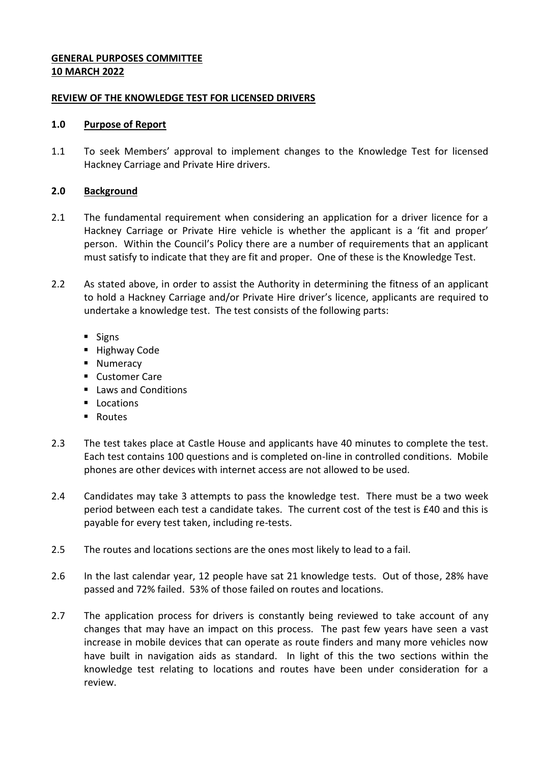**GENERAL PURPOSES COMMITTEE**
**10 MARCH 2022**

**REVIEW OF THE KNOWLEDGE TEST FOR LICENSED DRIVERS**

**1.0 Purpose of Report**

1.1 To seek Members' approval to implement changes to the Knowledge Test for licensed Hackney Carriage and Private Hire drivers.

**2.0 Background**

2.1 The fundamental requirement when considering an application for a driver licence for a Hackney Carriage or Private Hire vehicle is whether the applicant is a 'fit and proper' person. Within the Council's Policy there are a number of requirements that an applicant must satisfy to indicate that they are fit and proper. One of these is the Knowledge Test.

2.2 As stated above, in order to assist the Authority in determining the fitness of an applicant to hold a Hackney Carriage and/or Private Hire driver's licence, applicants are required to undertake a knowledge test. The test consists of the following parts:

- Signs
- Highway Code
- Numeracy
- Customer Care
- Laws and Conditions
- Locations
- Routes

2.3 The test takes place at Castle House and applicants have 40 minutes to complete the test. Each test contains 100 questions and is completed on-line in controlled conditions. Mobile phones are other devices with internet access are not allowed to be used.

2.4 Candidates may take 3 attempts to pass the knowledge test. There must be a two week period between each test a candidate takes. The current cost of the test is £40 and this is payable for every test taken, including re-tests.

2.5 The routes and locations sections are the ones most likely to lead to a fail.

2.6 In the last calendar year, 12 people have sat 21 knowledge tests. Out of those, 28% have passed and 72% failed. 53% of those failed on routes and locations.

2.7 The application process for drivers is constantly being reviewed to take account of any changes that may have an impact on this process. The past few years have seen a vast increase in mobile devices that can operate as route finders and many more vehicles now have built in navigation aids as standard. In light of this the two sections within the knowledge test relating to locations and routes have been under consideration for a review.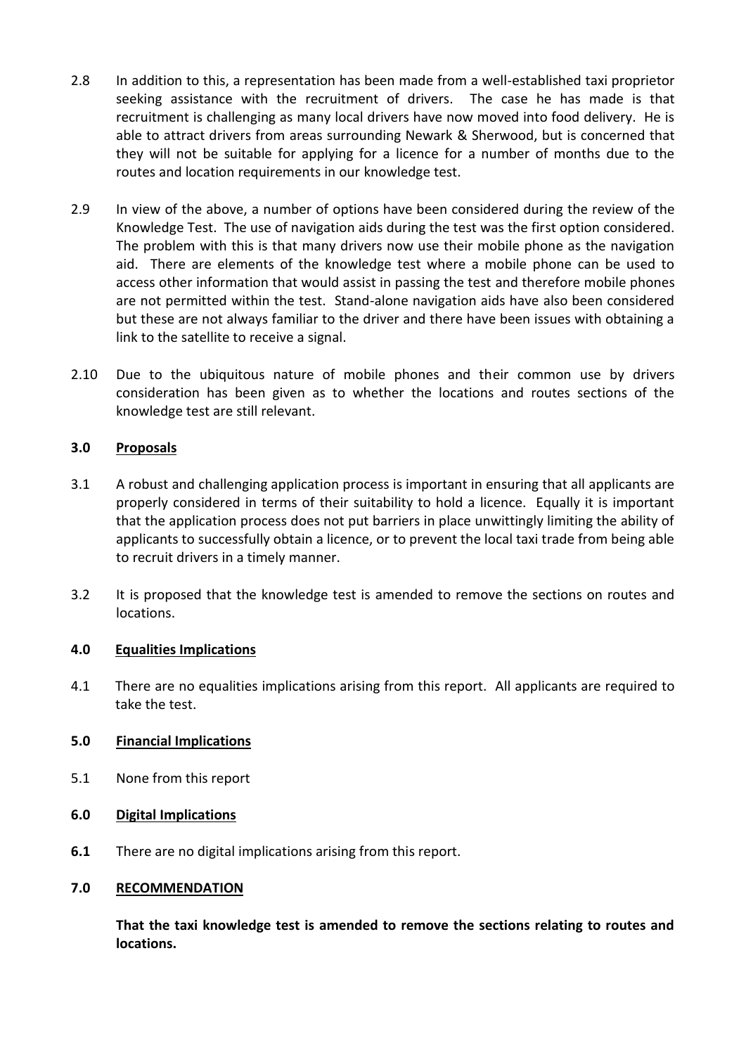2.8 In addition to this, a representation has been made from a well-established taxi proprietor seeking assistance with the recruitment of drivers. The case he has made is that recruitment is challenging as many local drivers have now moved into food delivery. He is able to attract drivers from areas surrounding Newark & Sherwood, but is concerned that they will not be suitable for applying for a licence for a number of months due to the routes and location requirements in our knowledge test.

2.9 In view of the above, a number of options have been considered during the review of the Knowledge Test. The use of navigation aids during the test was the first option considered. The problem with this is that many drivers now use their mobile phone as the navigation aid. There are elements of the knowledge test where a mobile phone can be used to access other information that would assist in passing the test and therefore mobile phones are not permitted within the test. Stand-alone navigation aids have also been considered but these are not always familiar to the driver and there have been issues with obtaining a link to the satellite to receive a signal.

2.10 Due to the ubiquitous nature of mobile phones and their common use by drivers consideration has been given as to whether the locations and routes sections of the knowledge test are still relevant.

## 3.0 Proposals

3.1 A robust and challenging application process is important in ensuring that all applicants are properly considered in terms of their suitability to hold a licence. Equally it is important that the application process does not put barriers in place unwittingly limiting the ability of applicants to successfully obtain a licence, or to prevent the local taxi trade from being able to recruit drivers in a timely manner.

3.2 It is proposed that the knowledge test is amended to remove the sections on routes and locations.

## 4.0 Equalities Implications

4.1 There are no equalities implications arising from this report. All applicants are required to take the test.

## 5.0 Financial Implications

5.1 None from this report

## 6.0 Digital Implications

**6.1** There are no digital implications arising from this report.

## 7.0 RECOMMENDATION

**That the taxi knowledge test is amended to remove the sections relating to routes and locations.**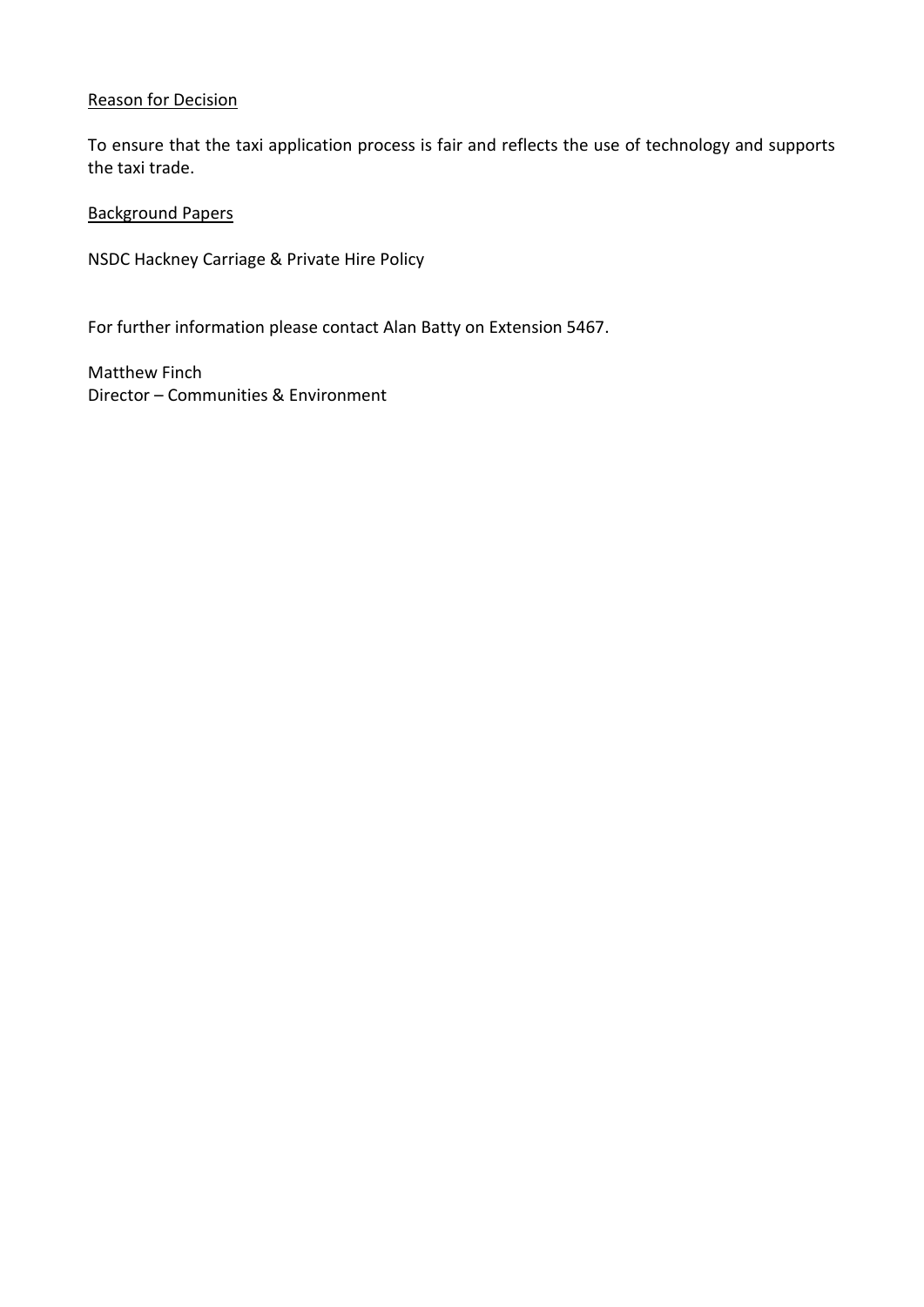<u>Reason for Decision</u>

To ensure that the taxi application process is fair and reflects the use of technology and supports the taxi trade.

<u>Background Papers</u>

NSDC Hackney Carriage & Private Hire Policy

For further information please contact Alan Batty on Extension 5467.

Matthew Finch
Director – Communities & Environment